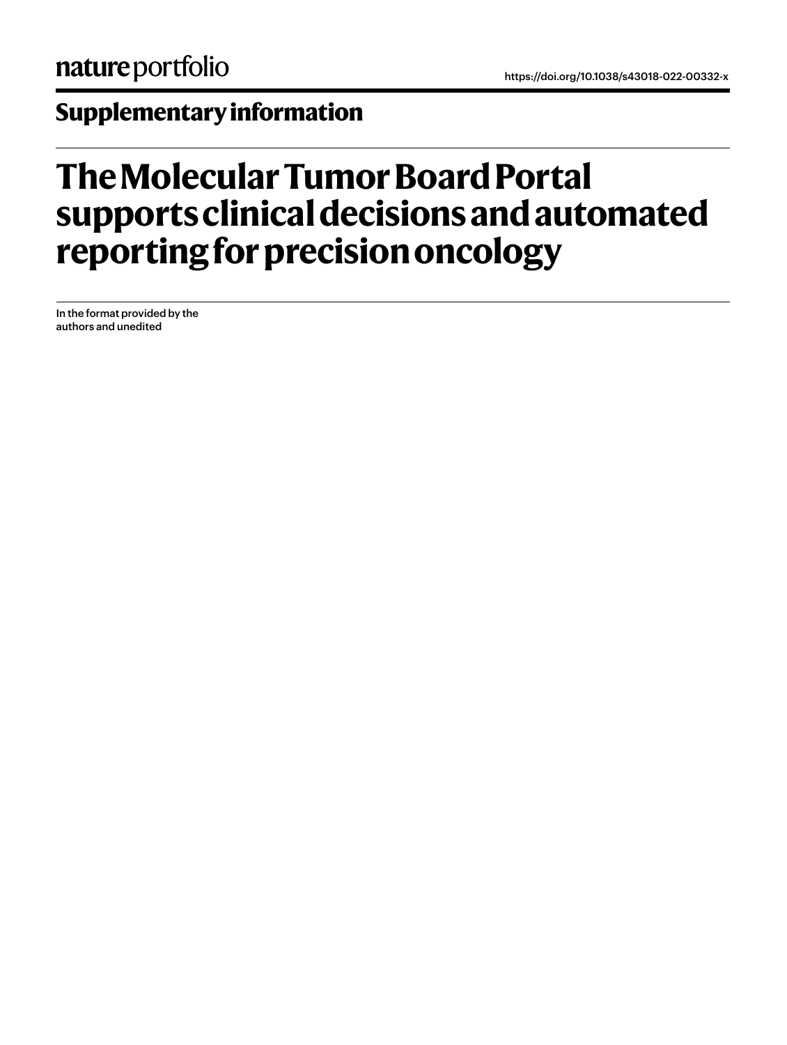nature portfolio

https://doi.org/10.1038/s43018-022-00332-x

## Supplementary information

# The Molecular Tumor Board Portal supports clinical decisions and automated reporting for precision oncology

In the format provided by the authors and unedited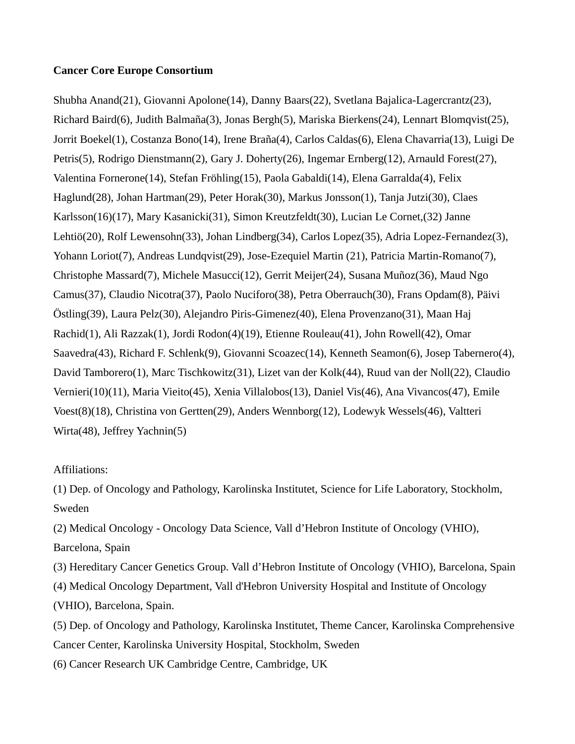**Cancer Core Europe Consortium**

Shubha Anand(21), Giovanni Apolone(14), Danny Baars(22), Svetlana Bajalica-Lagercrantz(23), Richard Baird(6), Judith Balmaña(3), Jonas Bergh(5), Mariska Bierkens(24), Lennart Blomqvist(25), Jorrit Boekel(1), Costanza Bono(14), Irene Braña(4), Carlos Caldas(6), Elena Chavarria(13), Luigi De Petris(5), Rodrigo Dienstmann(2), Gary J. Doherty(26), Ingemar Ernberg(12), Arnauld Forest(27), Valentina Fornerone(14), Stefan Fröhling(15), Paola Gabaldi(14), Elena Garralda(4), Felix Haglund(28), Johan Hartman(29), Peter Horak(30), Markus Jonsson(1), Tanja Jutzi(30), Claes Karlsson(16)(17), Mary Kasanicki(31), Simon Kreutzfeldt(30), Lucian Le Cornet,(32) Janne Lehtiö(20), Rolf Lewensohn(33), Johan Lindberg(34), Carlos Lopez(35), Adria Lopez-Fernandez(3), Yohann Loriot(7), Andreas Lundqvist(29), Jose-Ezequiel Martin (21), Patricia Martin-Romano(7), Christophe Massard(7), Michele Masucci(12), Gerrit Meijer(24), Susana Muñoz(36), Maud Ngo Camus(37), Claudio Nicotra(37), Paolo Nuciforo(38), Petra Oberrauch(30), Frans Opdam(8), Päivi Östling(39), Laura Pelz(30), Alejandro Piris-Gimenez(40), Elena Provenzano(31), Maan Haj Rachid(1), Ali Razzak(1), Jordi Rodon(4)(19), Etienne Rouleau(41), John Rowell(42), Omar Saavedra(43), Richard F. Schlenk(9), Giovanni Scoazec(14), Kenneth Seamon(6), Josep Tabernero(4), David Tamborero(1), Marc Tischkowitz(31), Lizet van der Kolk(44), Ruud van der Noll(22), Claudio Vernieri(10)(11), Maria Vieito(45), Xenia Villalobos(13), Daniel Vis(46), Ana Vivancos(47), Emile Voest(8)(18), Christina von Gertten(29), Anders Wennborg(12), Lodewyk Wessels(46), Valtteri Wirta(48), Jeffrey Yachnin(5)

Affiliations:

(1) Dep. of Oncology and Pathology, Karolinska Institutet, Science for Life Laboratory, Stockholm, Sweden

(2) Medical Oncology - Oncology Data Science, Vall d'Hebron Institute of Oncology (VHIO), Barcelona, Spain

(3) Hereditary Cancer Genetics Group. Vall d'Hebron Institute of Oncology (VHIO), Barcelona, Spain

(4) Medical Oncology Department, Vall d'Hebron University Hospital and Institute of Oncology (VHIO), Barcelona, Spain.

(5) Dep. of Oncology and Pathology, Karolinska Institutet, Theme Cancer, Karolinska Comprehensive Cancer Center, Karolinska University Hospital, Stockholm, Sweden

(6) Cancer Research UK Cambridge Centre, Cambridge, UK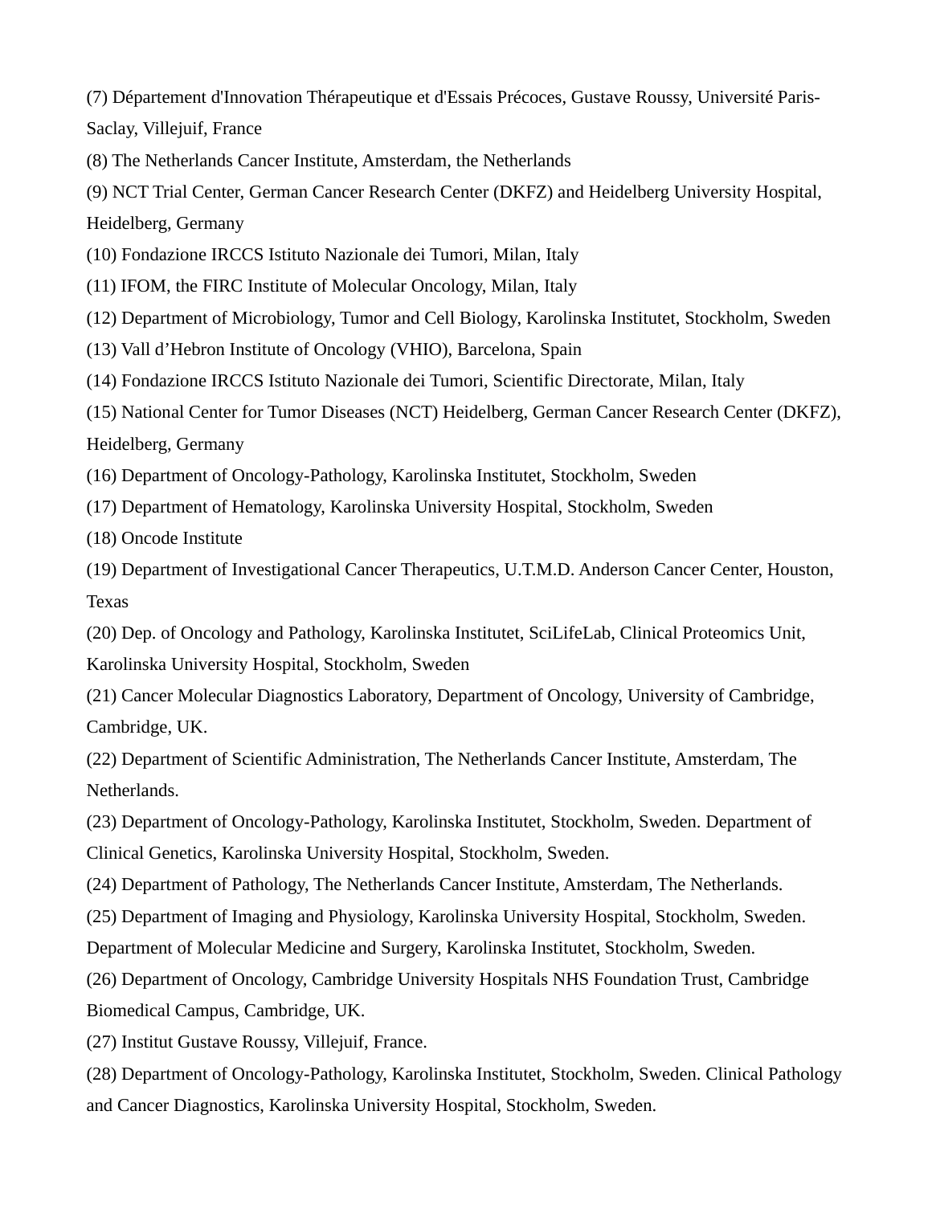(7) Département d'Innovation Thérapeutique et d'Essais Précoces, Gustave Roussy, Université Paris-Saclay, Villejuif, France

(8) The Netherlands Cancer Institute, Amsterdam, the Netherlands

(9) NCT Trial Center, German Cancer Research Center (DKFZ) and Heidelberg University Hospital, Heidelberg, Germany

(10) Fondazione IRCCS Istituto Nazionale dei Tumori, Milan, Italy

(11) IFOM, the FIRC Institute of Molecular Oncology, Milan, Italy

(12) Department of Microbiology, Tumor and Cell Biology, Karolinska Institutet, Stockholm, Sweden

(13) Vall d'Hebron Institute of Oncology (VHIO), Barcelona, Spain

(14) Fondazione IRCCS Istituto Nazionale dei Tumori, Scientific Directorate, Milan, Italy

(15) National Center for Tumor Diseases (NCT) Heidelberg, German Cancer Research Center (DKFZ), Heidelberg, Germany

(16) Department of Oncology-Pathology, Karolinska Institutet, Stockholm, Sweden

(17) Department of Hematology, Karolinska University Hospital, Stockholm, Sweden

(18) Oncode Institute

(19) Department of Investigational Cancer Therapeutics, U.T.M.D. Anderson Cancer Center, Houston, Texas

(20) Dep. of Oncology and Pathology, Karolinska Institutet, SciLifeLab, Clinical Proteomics Unit, Karolinska University Hospital, Stockholm, Sweden

(21) Cancer Molecular Diagnostics Laboratory, Department of Oncology, University of Cambridge, Cambridge, UK.

(22) Department of Scientific Administration, The Netherlands Cancer Institute, Amsterdam, The Netherlands.

(23) Department of Oncology-Pathology, Karolinska Institutet, Stockholm, Sweden. Department of Clinical Genetics, Karolinska University Hospital, Stockholm, Sweden.

(24) Department of Pathology, The Netherlands Cancer Institute, Amsterdam, The Netherlands.

(25) Department of Imaging and Physiology, Karolinska University Hospital, Stockholm, Sweden. Department of Molecular Medicine and Surgery, Karolinska Institutet, Stockholm, Sweden.

(26) Department of Oncology, Cambridge University Hospitals NHS Foundation Trust, Cambridge Biomedical Campus, Cambridge, UK.

(27) Institut Gustave Roussy, Villejuif, France.

(28) Department of Oncology-Pathology, Karolinska Institutet, Stockholm, Sweden. Clinical Pathology and Cancer Diagnostics, Karolinska University Hospital, Stockholm, Sweden.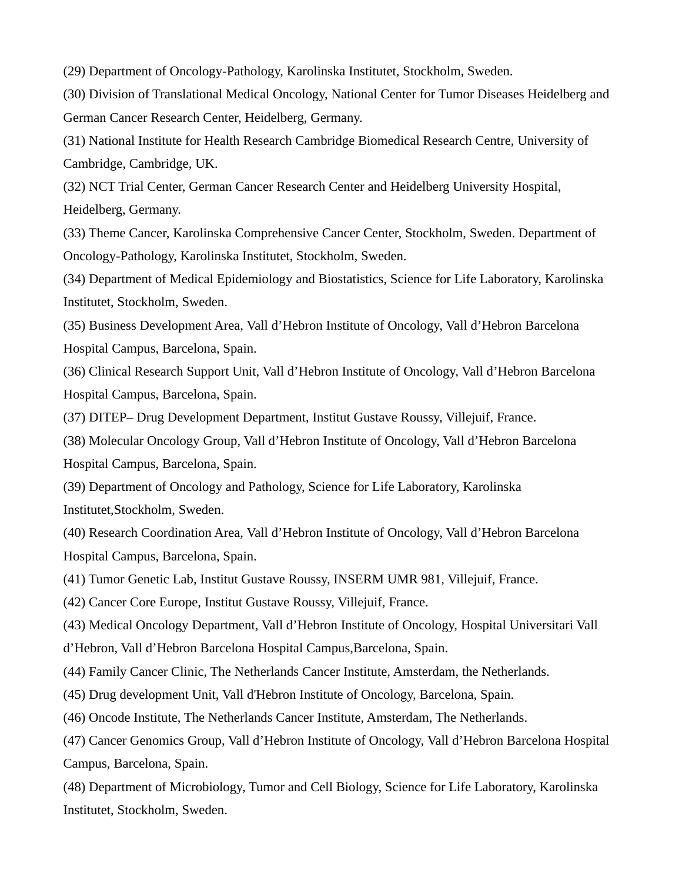(29) Department of Oncology-Pathology, Karolinska Institutet, Stockholm, Sweden.

(30) Division of Translational Medical Oncology, National Center for Tumor Diseases Heidelberg and German Cancer Research Center, Heidelberg, Germany.

(31) National Institute for Health Research Cambridge Biomedical Research Centre, University of Cambridge, Cambridge, UK.

(32) NCT Trial Center, German Cancer Research Center and Heidelberg University Hospital, Heidelberg, Germany.

(33) Theme Cancer, Karolinska Comprehensive Cancer Center, Stockholm, Sweden. Department of Oncology-Pathology, Karolinska Institutet, Stockholm, Sweden.

(34) Department of Medical Epidemiology and Biostatistics, Science for Life Laboratory, Karolinska Institutet, Stockholm, Sweden.

(35) Business Development Area, Vall d'Hebron Institute of Oncology, Vall d'Hebron Barcelona Hospital Campus, Barcelona, Spain.

(36) Clinical Research Support Unit, Vall d'Hebron Institute of Oncology, Vall d'Hebron Barcelona Hospital Campus, Barcelona, Spain.

(37) DITEP– Drug Development Department, Institut Gustave Roussy, Villejuif, France.

(38) Molecular Oncology Group, Vall d'Hebron Institute of Oncology, Vall d'Hebron Barcelona Hospital Campus, Barcelona, Spain.

(39) Department of Oncology and Pathology, Science for Life Laboratory, Karolinska Institutet,Stockholm, Sweden.

(40) Research Coordination Area, Vall d'Hebron Institute of Oncology, Vall d'Hebron Barcelona Hospital Campus, Barcelona, Spain.

(41) Tumor Genetic Lab, Institut Gustave Roussy, INSERM UMR 981, Villejuif, France.

(42) Cancer Core Europe, Institut Gustave Roussy, Villejuif, France.

(43) Medical Oncology Department, Vall d'Hebron Institute of Oncology, Hospital Universitari Vall d'Hebron, Vall d'Hebron Barcelona Hospital Campus,Barcelona, Spain.

(44) Family Cancer Clinic, The Netherlands Cancer Institute, Amsterdam, the Netherlands.

(45) Drug development Unit, Vall d'Hebron Institute of Oncology, Barcelona, Spain.

(46) Oncode Institute, The Netherlands Cancer Institute, Amsterdam, The Netherlands.

(47) Cancer Genomics Group, Vall d'Hebron Institute of Oncology, Vall d'Hebron Barcelona Hospital Campus, Barcelona, Spain.

(48) Department of Microbiology, Tumor and Cell Biology, Science for Life Laboratory, Karolinska Institutet, Stockholm, Sweden.